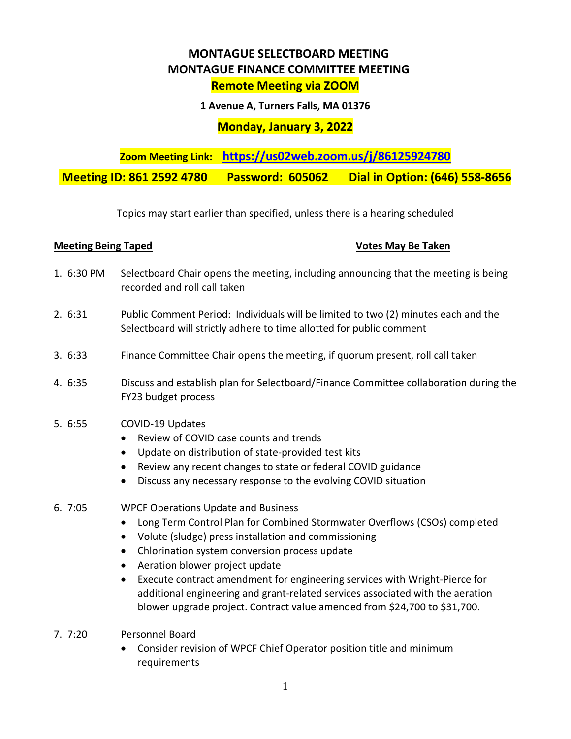# MONTAGUE SELECTBOARD MEETING
# MONTAGUE FINANCE COMMITTEE MEETING
## Remote Meeting via ZOOM

**1 Avenue A, Turners Falls, MA 01376**

**Monday, January 3, 2022**

**Zoom Meeting Link: https://us02web.zoom.us/j/86125924780**

**Meeting ID: 861 2592 4780 Password: 605062 Dial in Option: (646) 558-8656**

Topics may start earlier than specified, unless there is a hearing scheduled

**Meeting Being Taped** **Votes May Be Taken**

1. 6:30 PM Selectboard Chair opens the meeting, including announcing that the meeting is being recorded and roll call taken

2. 6:31 Public Comment Period: Individuals will be limited to two (2) minutes each and the Selectboard will strictly adhere to time allotted for public comment

3. 6:33 Finance Committee Chair opens the meeting, if quorum present, roll call taken

4. 6:35 Discuss and establish plan for Selectboard/Finance Committee collaboration during the FY23 budget process

5. 6:55 COVID-19 Updates
   - Review of COVID case counts and trends
   - Update on distribution of state-provided test kits
   - Review any recent changes to state or federal COVID guidance
   - Discuss any necessary response to the evolving COVID situation

6. 7:05 WPCF Operations Update and Business
   - Long Term Control Plan for Combined Stormwater Overflows (CSOs) completed
   - Volute (sludge) press installation and commissioning
   - Chlorination system conversion process update
   - Aeration blower project update
   - Execute contract amendment for engineering services with Wright-Pierce for additional engineering and grant-related services associated with the aeration blower upgrade project. Contract value amended from $24,700 to $31,700.

7. 7:20 Personnel Board
   - Consider revision of WPCF Chief Operator position title and minimum requirements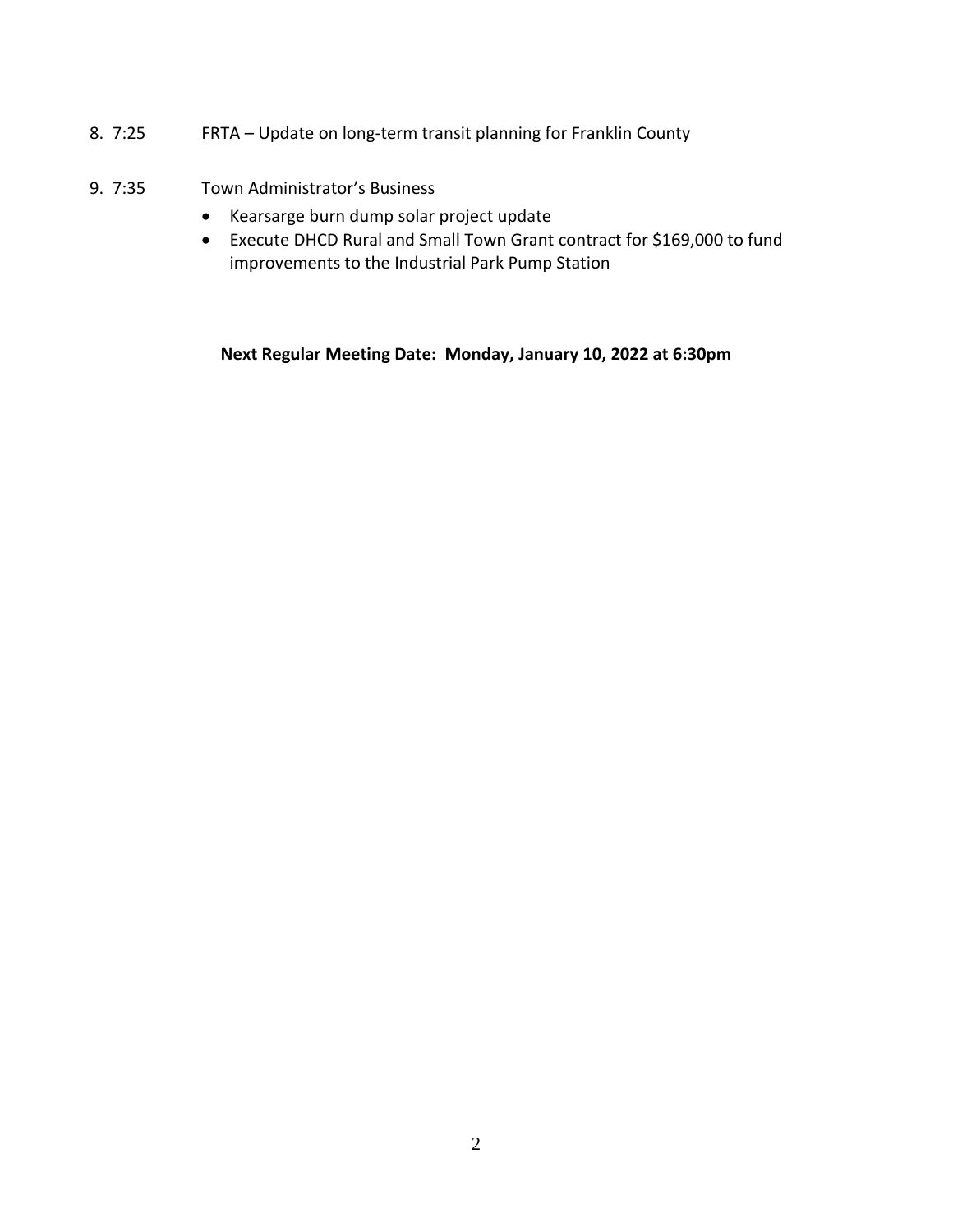8. 7:25 FRTA – Update on long-term transit planning for Franklin County

9. 7:35 Town Administrator's Business
   - Kearsarge burn dump solar project update
   - Execute DHCD Rural and Small Town Grant contract for $169,000 to fund improvements to the Industrial Park Pump Station

**Next Regular Meeting Date: Monday, January 10, 2022 at 6:30pm**